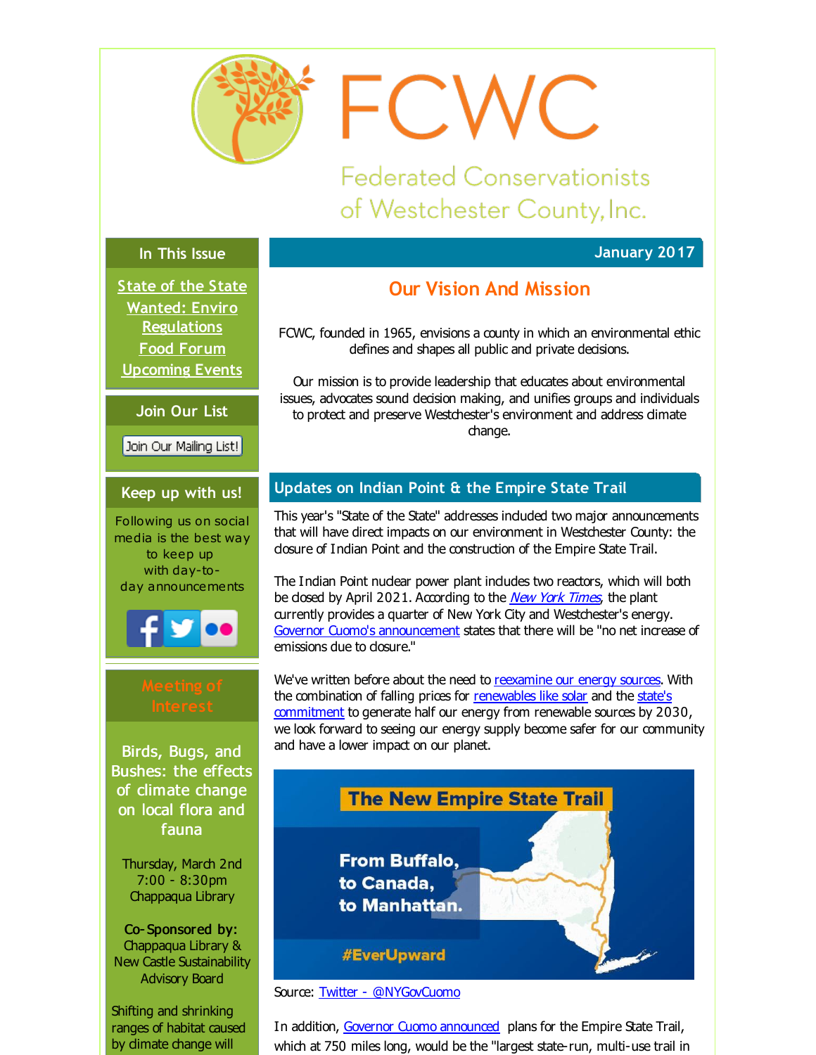# FCWC

Federated Conservationists of Westchester County, Inc.

## In This Issue

State of the State

Wanted: Enviro Regulations

Food Forum

Upcoming Events

## Join Our List

Join Our Mailing List!

## Keep up with us!

Following us on social media is the best way to keep up with day-to-day announcements

## Meeting of Interest

**Birds, Bugs, and Bushes: the effects of climate change on local flora and fauna**

Thursday, March 2nd
7:00 - 8:30pm
Chappaqua Library

**Co-Sponsored by:**
Chappaqua Library & New Castle Sustainability Advisory Board

Shifting and shrinking ranges of habitat caused by climate change will

January 2017

## Our Vision And Mission

FCWC, founded in 1965, envisions a county in which an environmental ethic defines and shapes all public and private decisions.

Our mission is to provide leadership that educates about environmental issues, advocates sound decision making, and unifies groups and individuals to protect and preserve Westchester's environment and address climate change.

## Updates on Indian Point & the Empire State Trail

This year's "State of the State" addresses included two major announcements that will have direct impacts on our environment in Westchester County: the closure of Indian Point and the construction of the Empire State Trail.

The Indian Point nuclear power plant includes two reactors, which will both be closed by April 2021. According to the *New York Times*, the plant currently provides a quarter of New York City and Westchester's energy. Governor Cuomo's announcement states that there will be "no net increase of emissions due to closure."

We've written before about the need to reexamine our energy sources. With the combination of falling prices for renewables like solar and the state's commitment to generate half our energy from renewable sources by 2030, we look forward to seeing our energy supply become safer for our community and have a lower impact on our planet.

Source: Twitter - @NYGovCuomo

In addition, Governor Cuomo announced plans for the Empire State Trail, which at 750 miles long, would be the "largest state-run, multi-use trail in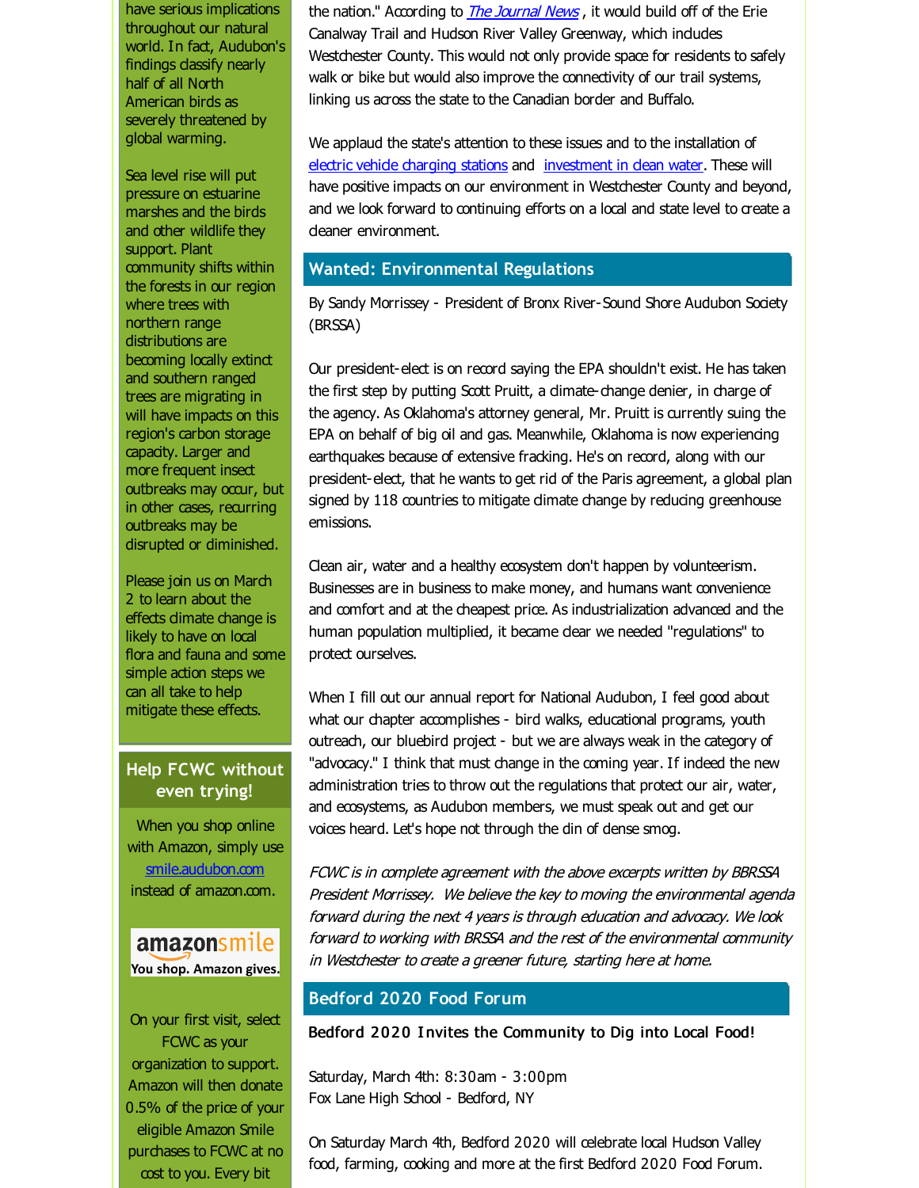have serious implications throughout our natural world. In fact, Audubon's findings classify nearly half of all North American birds as severely threatened by global warming.

Sea level rise will put pressure on estuarine marshes and the birds and other wildlife they support. Plant community shifts within the forests in our region where trees with northern range distributions are becoming locally extinct and southern ranged trees are migrating in will have impacts on this region's carbon storage capacity. Larger and more frequent insect outbreaks may occur, but in other cases, recurring outbreaks may be disrupted or diminished.

Please join us on March 2 to learn about the effects climate change is likely to have on local flora and fauna and some simple action steps we can all take to help mitigate these effects.

## Help FCWC without even trying!

When you shop online with Amazon, simply use [smile.audubon.com](smile.audubon.com) instead of amazon.com.

amazonsmile
You shop. Amazon gives.

On your first visit, select FCWC as your organization to support. Amazon will then donate 0.5% of the price of your eligible Amazon Smile purchases to FCWC at no cost to you. Every bit

the nation." According to *The Journal News*, it would build off of the Erie Canalway Trail and Hudson River Valley Greenway, which includes Westchester County. This would not only provide space for residents to safely walk or bike but would also improve the connectivity of our trail systems, linking us across the state to the Canadian border and Buffalo.

We applaud the state's attention to these issues and to the installation of electric vehicle charging stations and investment in clean water. These will have positive impacts on our environment in Westchester County and beyond, and we look forward to continuing efforts on a local and state level to create a cleaner environment.

## Wanted: Environmental Regulations

By Sandy Morrissey - President of Bronx River-Sound Shore Audubon Society (BRSSA)

Our president-elect is on record saying the EPA shouldn't exist. He has taken the first step by putting Scott Pruitt, a climate-change denier, in charge of the agency. As Oklahoma's attorney general, Mr. Pruitt is currently suing the EPA on behalf of big oil and gas. Meanwhile, Oklahoma is now experiencing earthquakes because of extensive fracking. He's on record, along with our president-elect, that he wants to get rid of the Paris agreement, a global plan signed by 118 countries to mitigate climate change by reducing greenhouse emissions.

Clean air, water and a healthy ecosystem don't happen by volunteerism. Businesses are in business to make money, and humans want convenience and comfort and at the cheapest price. As industrialization advanced and the human population multiplied, it became clear we needed "regulations" to protect ourselves.

When I fill out our annual report for National Audubon, I feel good about what our chapter accomplishes - bird walks, educational programs, youth outreach, our bluebird project - but we are always weak in the category of "advocacy." I think that must change in the coming year. If indeed the new administration tries to throw out the regulations that protect our air, water, and ecosystems, as Audubon members, we must speak out and get our voices heard. Let's hope not through the din of dense smog.

*FCWC is in complete agreement with the above excerpts written by BBRSSA President Morrissey. We believe the key to moving the environmental agenda forward during the next 4 years is through education and advocacy. We look forward to working with BRSSA and the rest of the environmental community in Westchester to create a greener future, starting here at home.*

## Bedford 2020 Food Forum

**Bedford 2020 Invites the Community to Dig into Local Food!**

Saturday, March 4th: 8:30am - 3:00pm
Fox Lane High School - Bedford, NY

On Saturday March 4th, Bedford 2020 will celebrate local Hudson Valley food, farming, cooking and more at the first Bedford 2020 Food Forum.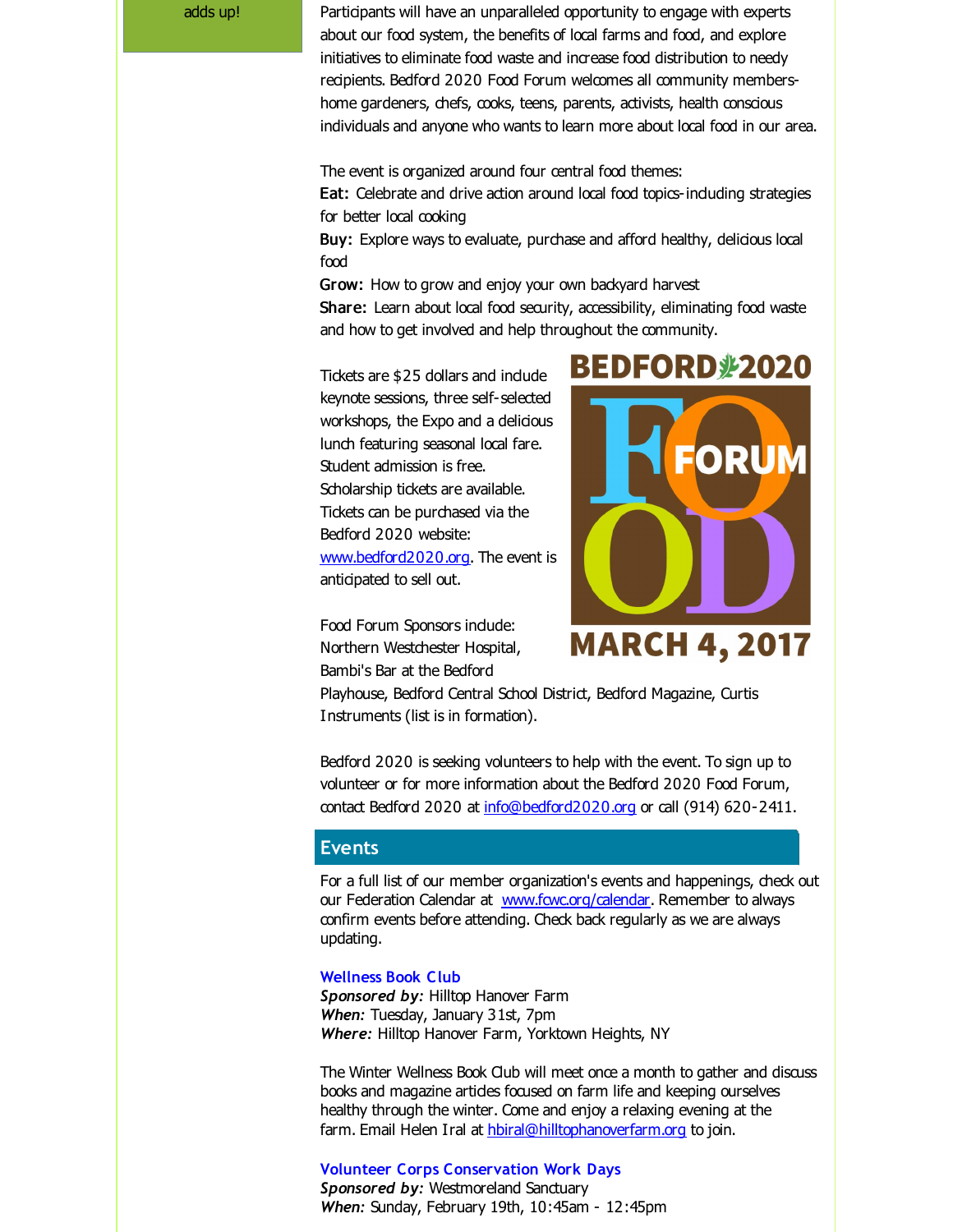adds up!

Participants will have an unparalleled opportunity to engage with experts about our food system, the benefits of local farms and food, and explore initiatives to eliminate food waste and increase food distribution to needy recipients. Bedford 2020 Food Forum welcomes all community members-home gardeners, chefs, cooks, teens, parents, activists, health conscious individuals and anyone who wants to learn more about local food in our area.

The event is organized around four central food themes:

**Eat:** Celebrate and drive action around local food topics-including strategies for better local cooking

**Buy:** Explore ways to evaluate, purchase and afford healthy, delicious local food

**Grow:** How to grow and enjoy your own backyard harvest

**Share:** Learn about local food security, accessibility, eliminating food waste and how to get involved and help throughout the community.

Tickets are $25 dollars and include keynote sessions, three self-selected workshops, the Expo and a delicious lunch featuring seasonal local fare. Student admission is free. Scholarship tickets are available. Tickets can be purchased via the Bedford 2020 website: www.bedford2020.org. The event is anticipated to sell out.

BEDFORD 2020 FOOD FORUM MARCH 4, 2017

Food Forum Sponsors include: Northern Westchester Hospital, Bambi's Bar at the Bedford Playhouse, Bedford Central School District, Bedford Magazine, Curtis Instruments (list is in formation).

Bedford 2020 is seeking volunteers to help with the event. To sign up to volunteer or for more information about the Bedford 2020 Food Forum, contact Bedford 2020 at info@bedford2020.org or call (914) 620-2411.

## Events

For a full list of our member organization's events and happenings, check out our Federation Calendar at www.fcwc.org/calendar. Remember to always confirm events before attending. Check back regularly as we are always updating.

### Wellness Book Club

***Sponsored by:*** Hilltop Hanover Farm
***When:*** Tuesday, January 31st, 7pm
***Where:*** Hilltop Hanover Farm, Yorktown Heights, NY

The Winter Wellness Book Club will meet once a month to gather and discuss books and magazine articles focused on farm life and keeping ourselves healthy through the winter. Come and enjoy a relaxing evening at the farm. Email Helen Iral at hbiral@hilltophanoverfarm.org to join.

### Volunteer Corps Conservation Work Days

***Sponsored by:*** Westmoreland Sanctuary
***When:*** Sunday, February 19th, 10:45am - 12:45pm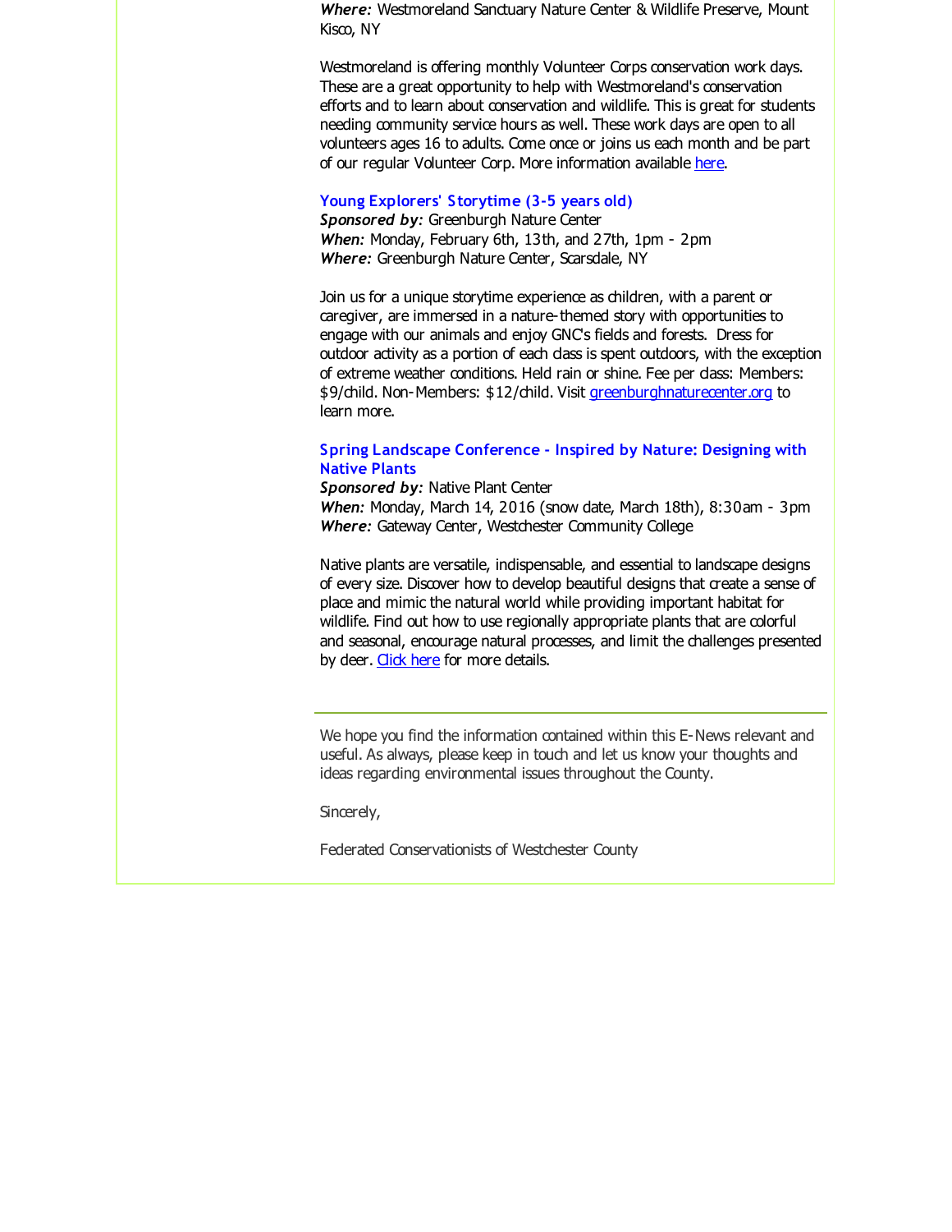***Where:*** Westmoreland Sanctuary Nature Center & Wildlife Preserve, Mount Kisco, NY

Westmoreland is offering monthly Volunteer Corps conservation work days. These are a great opportunity to help with Westmoreland's conservation efforts and to learn about conservation and wildlife. This is great for students needing community service hours as well. These work days are open to all volunteers ages 16 to adults. Come once or joins us each month and be part of our regular Volunteer Corp. More information available here.

### Young Explorers' Storytime (3-5 years old)

***Sponsored by:*** Greenburgh Nature Center
***When:*** Monday, February 6th, 13th, and 27th, 1pm - 2pm
***Where:*** Greenburgh Nature Center, Scarsdale, NY

Join us for a unique storytime experience as children, with a parent or caregiver, are immersed in a nature-themed story with opportunities to engage with our animals and enjoy GNC's fields and forests. Dress for outdoor activity as a portion of each class is spent outdoors, with the exception of extreme weather conditions. Held rain or shine. Fee per class: Members: $9/child. Non-Members: $12/child. Visit greenburghnaturecenter.org to learn more.

### Spring Landscape Conference - Inspired by Nature: Designing with Native Plants

***Sponsored by:*** Native Plant Center
***When:*** Monday, March 14, 2016 (snow date, March 18th), 8:30am - 3pm
***Where:*** Gateway Center, Westchester Community College

Native plants are versatile, indispensable, and essential to landscape designs of every size. Discover how to develop beautiful designs that create a sense of place and mimic the natural world while providing important habitat for wildlife. Find out how to use regionally appropriate plants that are colorful and seasonal, encourage natural processes, and limit the challenges presented by deer. Click here for more details.

---

We hope you find the information contained within this E-News relevant and useful. As always, please keep in touch and let us know your thoughts and ideas regarding environmental issues throughout the County.

Sincerely,

Federated Conservationists of Westchester County